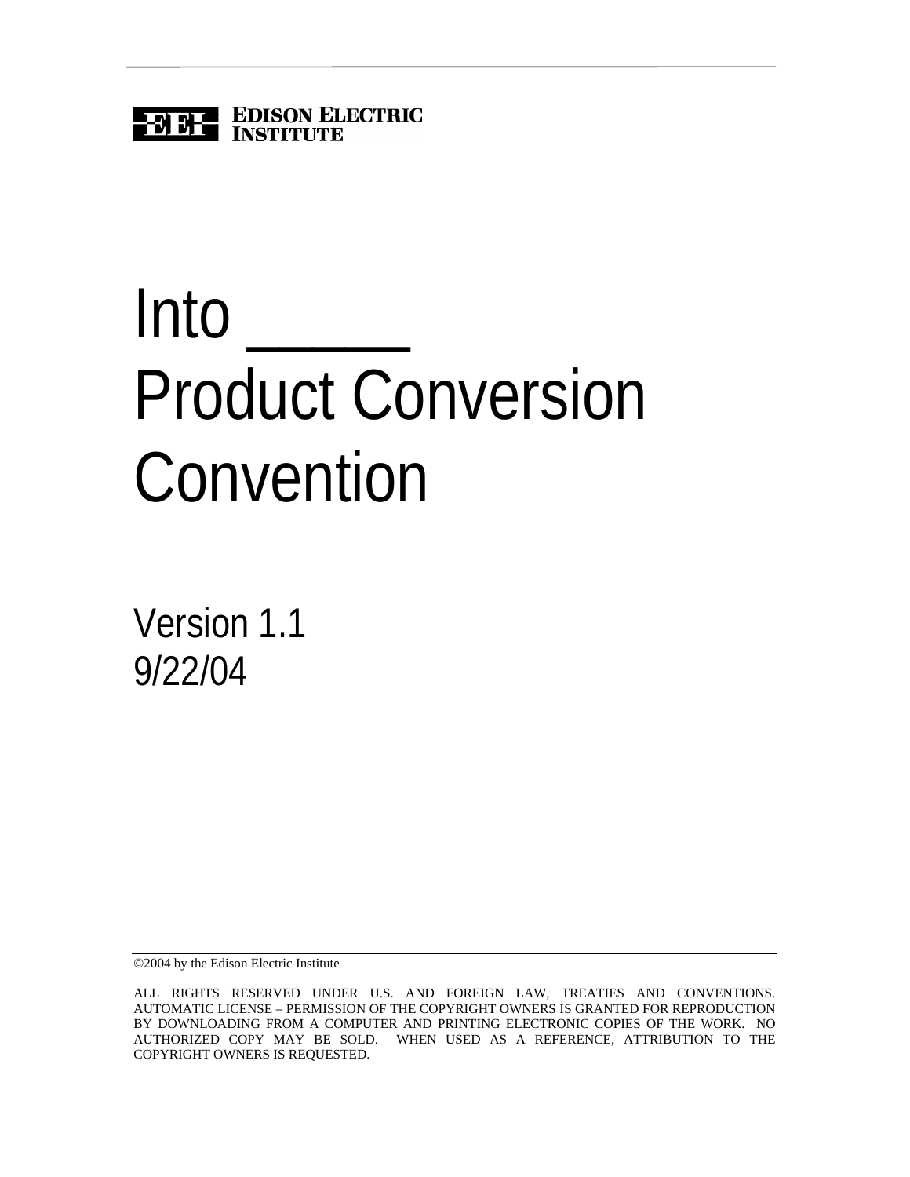**EDISON ELECTRIC INSTITUTE**

# Into _____ Product Conversion Convention

Version 1.1
9/22/04

©2004 by the Edison Electric Institute

ALL RIGHTS RESERVED UNDER U.S. AND FOREIGN LAW, TREATIES AND CONVENTIONS. AUTOMATIC LICENSE – PERMISSION OF THE COPYRIGHT OWNERS IS GRANTED FOR REPRODUCTION BY DOWNLOADING FROM A COMPUTER AND PRINTING ELECTRONIC COPIES OF THE WORK. NO AUTHORIZED COPY MAY BE SOLD. WHEN USED AS A REFERENCE, ATTRIBUTION TO THE COPYRIGHT OWNERS IS REQUESTED.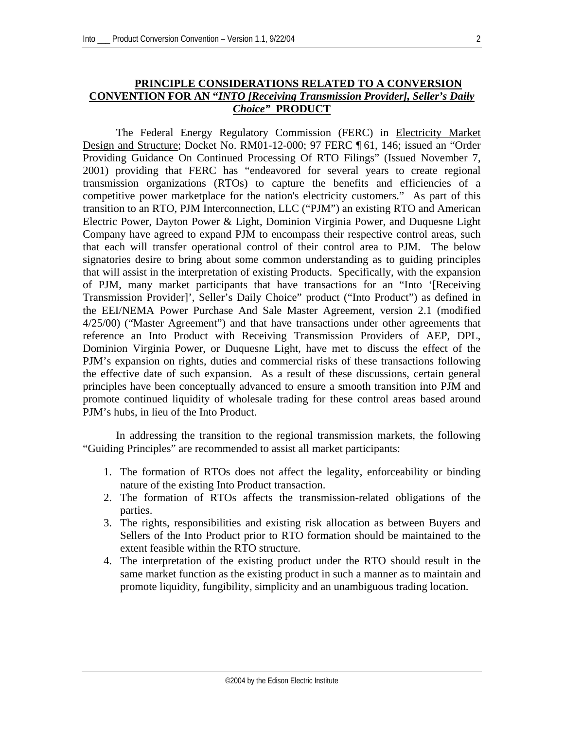## PRINCIPLE CONSIDERATIONS RELATED TO A CONVERSION CONVENTION FOR AN "*INTO [Receiving Transmission Provider], Seller's Daily Choice*" PRODUCT

The Federal Energy Regulatory Commission (FERC) in Electricity Market Design and Structure; Docket No. RM01-12-000; 97 FERC ¶ 61, 146; issued an "Order Providing Guidance On Continued Processing Of RTO Filings" (Issued November 7, 2001) providing that FERC has "endeavored for several years to create regional transmission organizations (RTOs) to capture the benefits and efficiencies of a competitive power marketplace for the nation's electricity customers." As part of this transition to an RTO, PJM Interconnection, LLC ("PJM") an existing RTO and American Electric Power, Dayton Power & Light, Dominion Virginia Power, and Duquesne Light Company have agreed to expand PJM to encompass their respective control areas, such that each will transfer operational control of their control area to PJM. The below signatories desire to bring about some common understanding as to guiding principles that will assist in the interpretation of existing Products. Specifically, with the expansion of PJM, many market participants that have transactions for an "Into '[Receiving Transmission Provider]', Seller's Daily Choice" product ("Into Product") as defined in the EEI/NEMA Power Purchase And Sale Master Agreement, version 2.1 (modified 4/25/00) ("Master Agreement") and that have transactions under other agreements that reference an Into Product with Receiving Transmission Providers of AEP, DPL, Dominion Virginia Power, or Duquesne Light, have met to discuss the effect of the PJM's expansion on rights, duties and commercial risks of these transactions following the effective date of such expansion. As a result of these discussions, certain general principles have been conceptually advanced to ensure a smooth transition into PJM and promote continued liquidity of wholesale trading for these control areas based around PJM's hubs, in lieu of the Into Product.

In addressing the transition to the regional transmission markets, the following "Guiding Principles" are recommended to assist all market participants:

1. The formation of RTOs does not affect the legality, enforceability or binding nature of the existing Into Product transaction.
2. The formation of RTOs affects the transmission-related obligations of the parties.
3. The rights, responsibilities and existing risk allocation as between Buyers and Sellers of the Into Product prior to RTO formation should be maintained to the extent feasible within the RTO structure.
4. The interpretation of the existing product under the RTO should result in the same market function as the existing product in such a manner as to maintain and promote liquidity, fungibility, simplicity and an unambiguous trading location.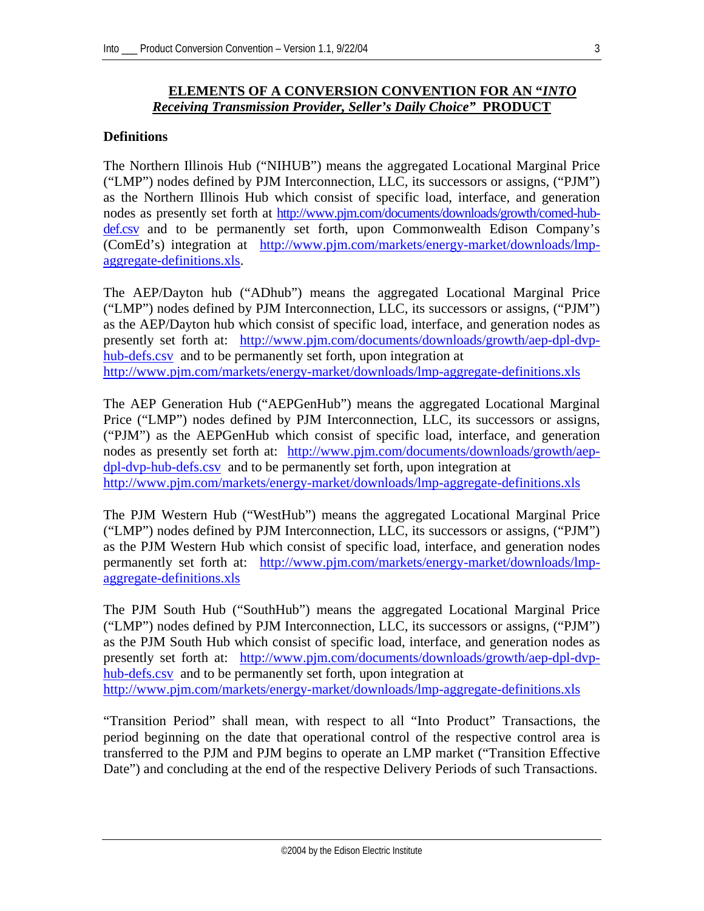## **ELEMENTS OF A CONVERSION CONVENTION FOR AN "*INTO Receiving Transmission Provider, Seller's Daily Choice*" PRODUCT**

**Definitions**

The Northern Illinois Hub ("NIHUB") means the aggregated Locational Marginal Price ("LMP") nodes defined by PJM Interconnection, LLC, its successors or assigns, ("PJM") as the Northern Illinois Hub which consist of specific load, interface, and generation nodes as presently set forth at http://www.pjm.com/documents/downloads/growth/comed-hub-def.csv and to be permanently set forth, upon Commonwealth Edison Company's (ComEd's) integration at http://www.pjm.com/markets/energy-market/downloads/lmp-aggregate-definitions.xls.

The AEP/Dayton hub ("ADhub") means the aggregated Locational Marginal Price ("LMP") nodes defined by PJM Interconnection, LLC, its successors or assigns, ("PJM") as the AEP/Dayton hub which consist of specific load, interface, and generation nodes as presently set forth at: http://www.pjm.com/documents/downloads/growth/aep-dpl-dvp-hub-defs.csv and to be permanently set forth, upon integration at http://www.pjm.com/markets/energy-market/downloads/lmp-aggregate-definitions.xls

The AEP Generation Hub ("AEPGenHub") means the aggregated Locational Marginal Price ("LMP") nodes defined by PJM Interconnection, LLC, its successors or assigns, ("PJM") as the AEPGenHub which consist of specific load, interface, and generation nodes as presently set forth at: http://www.pjm.com/documents/downloads/growth/aep-dpl-dvp-hub-defs.csv and to be permanently set forth, upon integration at http://www.pjm.com/markets/energy-market/downloads/lmp-aggregate-definitions.xls

The PJM Western Hub ("WestHub") means the aggregated Locational Marginal Price ("LMP") nodes defined by PJM Interconnection, LLC, its successors or assigns, ("PJM") as the PJM Western Hub which consist of specific load, interface, and generation nodes permanently set forth at: http://www.pjm.com/markets/energy-market/downloads/lmp-aggregate-definitions.xls

The PJM South Hub ("SouthHub") means the aggregated Locational Marginal Price ("LMP") nodes defined by PJM Interconnection, LLC, its successors or assigns, ("PJM") as the PJM South Hub which consist of specific load, interface, and generation nodes as presently set forth at: http://www.pjm.com/documents/downloads/growth/aep-dpl-dvp-hub-defs.csv and to be permanently set forth, upon integration at http://www.pjm.com/markets/energy-market/downloads/lmp-aggregate-definitions.xls

"Transition Period" shall mean, with respect to all "Into Product" Transactions, the period beginning on the date that operational control of the respective control area is transferred to the PJM and PJM begins to operate an LMP market ("Transition Effective Date") and concluding at the end of the respective Delivery Periods of such Transactions.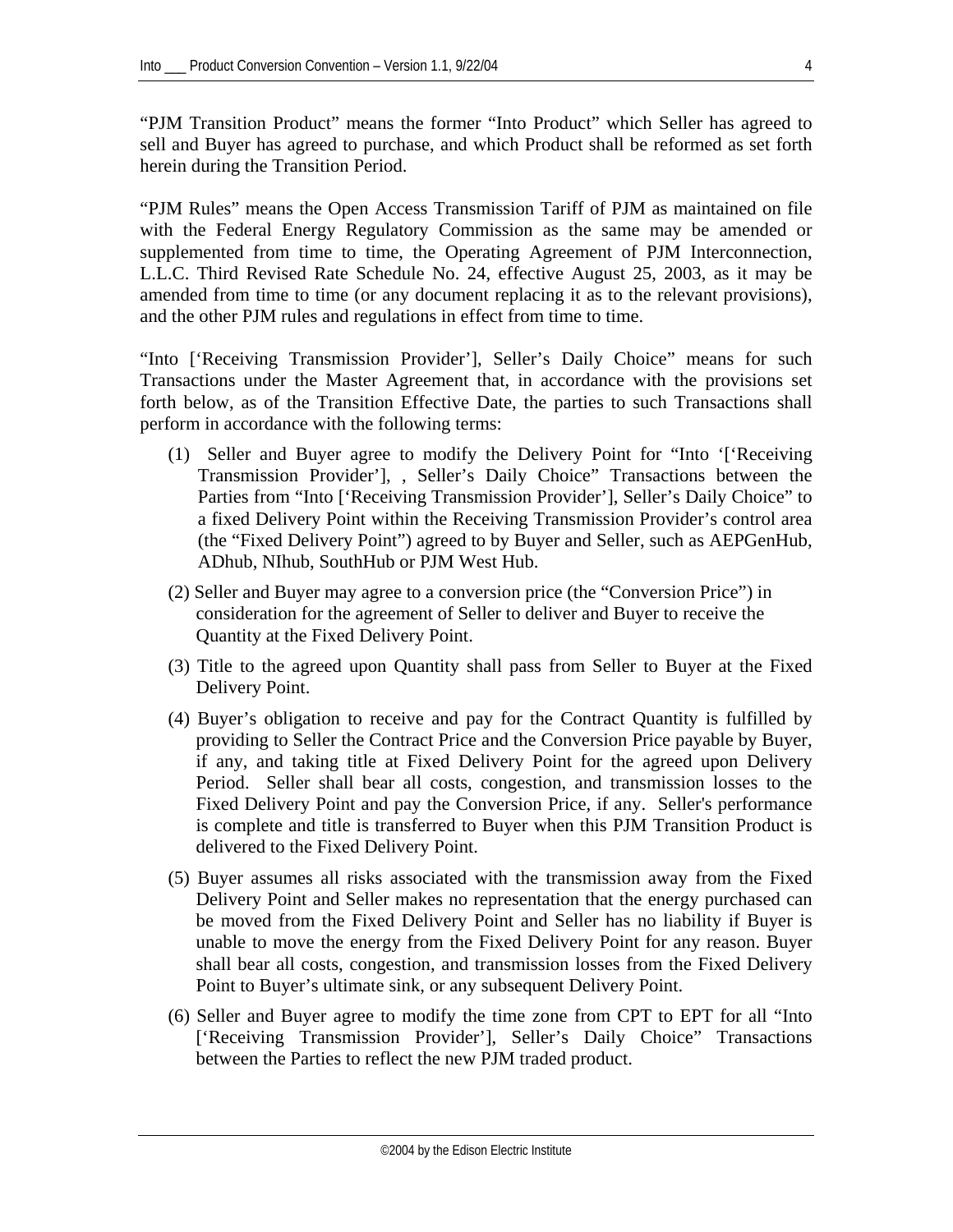"PJM Transition Product" means the former "Into Product" which Seller has agreed to sell and Buyer has agreed to purchase, and which Product shall be reformed as set forth herein during the Transition Period.

"PJM Rules" means the Open Access Transmission Tariff of PJM as maintained on file with the Federal Energy Regulatory Commission as the same may be amended or supplemented from time to time, the Operating Agreement of PJM Interconnection, L.L.C. Third Revised Rate Schedule No. 24, effective August 25, 2003, as it may be amended from time to time (or any document replacing it as to the relevant provisions), and the other PJM rules and regulations in effect from time to time.

"Into ['Receiving Transmission Provider'], Seller's Daily Choice" means for such Transactions under the Master Agreement that, in accordance with the provisions set forth below, as of the Transition Effective Date, the parties to such Transactions shall perform in accordance with the following terms:

(1) Seller and Buyer agree to modify the Delivery Point for "Into '['Receiving Transmission Provider'], , Seller's Daily Choice" Transactions between the Parties from "Into ['Receiving Transmission Provider'], Seller's Daily Choice" to a fixed Delivery Point within the Receiving Transmission Provider's control area (the "Fixed Delivery Point") agreed to by Buyer and Seller, such as AEPGenHub, ADhub, NIhub, SouthHub or PJM West Hub.

(2) Seller and Buyer may agree to a conversion price (the "Conversion Price") in consideration for the agreement of Seller to deliver and Buyer to receive the Quantity at the Fixed Delivery Point.

(3) Title to the agreed upon Quantity shall pass from Seller to Buyer at the Fixed Delivery Point.

(4) Buyer's obligation to receive and pay for the Contract Quantity is fulfilled by providing to Seller the Contract Price and the Conversion Price payable by Buyer, if any, and taking title at Fixed Delivery Point for the agreed upon Delivery Period. Seller shall bear all costs, congestion, and transmission losses to the Fixed Delivery Point and pay the Conversion Price, if any. Seller's performance is complete and title is transferred to Buyer when this PJM Transition Product is delivered to the Fixed Delivery Point.

(5) Buyer assumes all risks associated with the transmission away from the Fixed Delivery Point and Seller makes no representation that the energy purchased can be moved from the Fixed Delivery Point and Seller has no liability if Buyer is unable to move the energy from the Fixed Delivery Point for any reason. Buyer shall bear all costs, congestion, and transmission losses from the Fixed Delivery Point to Buyer's ultimate sink, or any subsequent Delivery Point.

(6) Seller and Buyer agree to modify the time zone from CPT to EPT for all "Into ['Receiving Transmission Provider'], Seller's Daily Choice" Transactions between the Parties to reflect the new PJM traded product.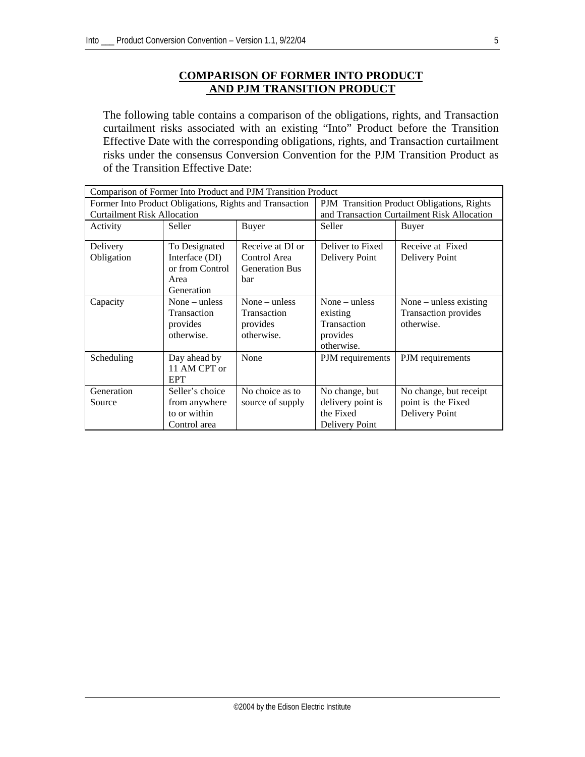## COMPARISON OF FORMER INTO PRODUCT AND PJM TRANSITION PRODUCT

The following table contains a comparison of the obligations, rights, and Transaction curtailment risks associated with an existing "Into" Product before the Transition Effective Date with the corresponding obligations, rights, and Transaction curtailment risks under the consensus Conversion Convention for the PJM Transition Product as of the Transition Effective Date:

| Comparison of Former Into Product and PJM Transition Product | | | | |
|---|---|---|---|---|
| Former Into Product Obligations, Rights and Transaction Curtailment Risk Allocation | | | PJM Transition Product Obligations, Rights and Transaction Curtailment Risk Allocation | |
| Activity | Seller | Buyer | Seller | Buyer |
| Delivery Obligation | To Designated Interface (DI) or from Control Area Generation | Receive at DI or Control Area Generation Bus bar | Deliver to Fixed Delivery Point | Receive at Fixed Delivery Point |
| Capacity | None – unless Transaction provides otherwise. | None – unless Transaction provides otherwise. | None – unless existing Transaction provides otherwise. | None – unless existing Transaction provides otherwise. |
| Scheduling | Day ahead by 11 AM CPT or EPT | None | PJM requirements | PJM requirements |
| Generation Source | Seller's choice from anywhere to or within Control area | No choice as to source of supply | No change, but delivery point is the Fixed Delivery Point | No change, but receipt point is the Fixed Delivery Point |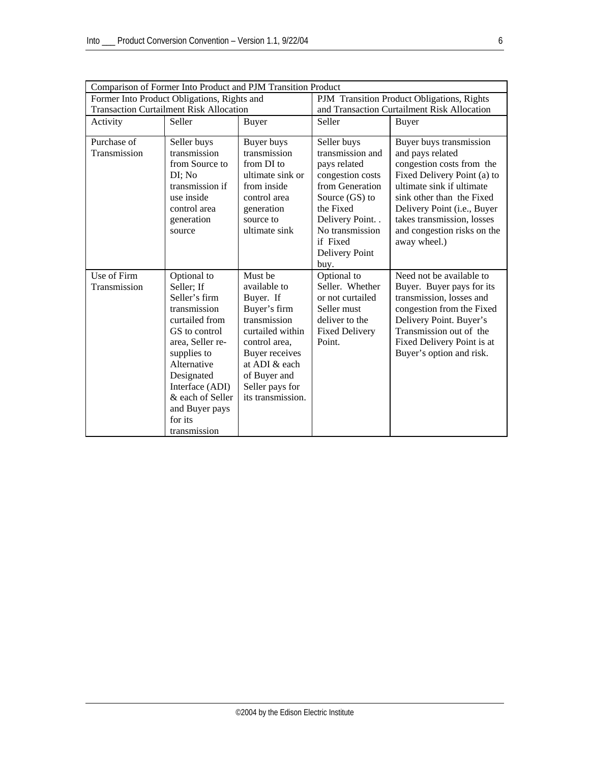| Comparison of Former Into Product and PJM Transition Product | | | | |
|---|---|---|---|---|
| Former Into Product Obligations, Rights and Transaction Curtailment Risk Allocation | | | PJM Transition Product Obligations, Rights and Transaction Curtailment Risk Allocation | |
| Activity | Seller | Buyer | Seller | Buyer |
| Purchase of Transmission | Seller buys transmission from Source to DI; No transmission if use inside control area generation source | Buyer buys transmission from DI to ultimate sink or from inside control area generation source to ultimate sink | Seller buys transmission and pays related congestion costs from Generation Source (GS) to the Fixed Delivery Point. . No transmission if Fixed Delivery Point buy. | Buyer buys transmission and pays related congestion costs from the Fixed Delivery Point (a) to ultimate sink if ultimate sink other than the Fixed Delivery Point (i.e., Buyer takes transmission, losses and congestion risks on the away wheel.) |
| Use of Firm Transmission | Optional to Seller; If Seller's firm transmission curtailed from GS to control area, Seller re-supplies to Alternative Designated Interface (ADI) & each of Seller and Buyer pays for its transmission | Must be available to Buyer. If Buyer's firm transmission curtailed within control area, Buyer receives at ADI & each of Buyer and Seller pays for its transmission. | Optional to Seller. Whether or not curtailed Seller must deliver to the Fixed Delivery Point. | Need not be available to Buyer. Buyer pays for its transmission, losses and congestion from the Fixed Delivery Point. Buyer's Transmission out of the Fixed Delivery Point is at Buyer's option and risk. |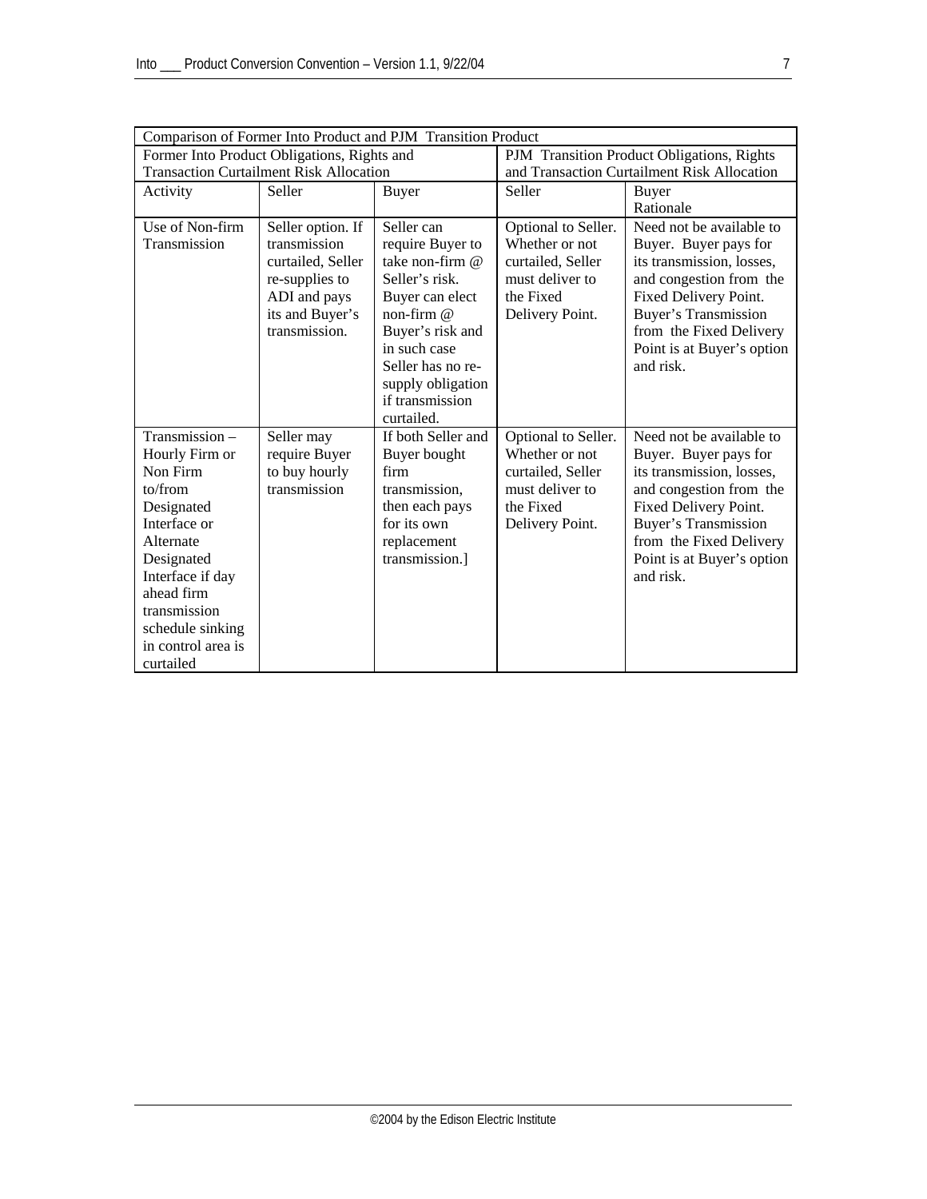| Comparison of Former Into Product and PJM Transition Product | | | | |
|---|---|---|---|---|
| Former Into Product Obligations, Rights and Transaction Curtailment Risk Allocation | | | PJM Transition Product Obligations, Rights and Transaction Curtailment Risk Allocation | |
| Activity | Seller | Buyer | Seller | Buyer Rationale |
| Use of Non-firm Transmission | Seller option. If transmission curtailed, Seller re-supplies to ADI and pays its and Buyer's transmission. | Seller can require Buyer to take non-firm @ Seller's risk. Buyer can elect non-firm @ Buyer's risk and in such case Seller has no re-supply obligation if transmission curtailed. | Optional to Seller. Whether or not curtailed, Seller must deliver to the Fixed Delivery Point. | Need not be available to Buyer. Buyer pays for its transmission, losses, and congestion from the Fixed Delivery Point. Buyer's Transmission from the Fixed Delivery Point is at Buyer's option and risk. |
| Transmission – Hourly Firm or Non Firm to/from Designated Interface or Alternate Designated Interface if day ahead firm transmission schedule sinking in control area is curtailed | Seller may require Buyer to buy hourly transmission | If both Seller and Buyer bought firm transmission, then each pays for its own replacement transmission.] | Optional to Seller. Whether or not curtailed, Seller must deliver to the Fixed Delivery Point. | Need not be available to Buyer. Buyer pays for its transmission, losses, and congestion from the Fixed Delivery Point. Buyer's Transmission from the Fixed Delivery Point is at Buyer's option and risk. |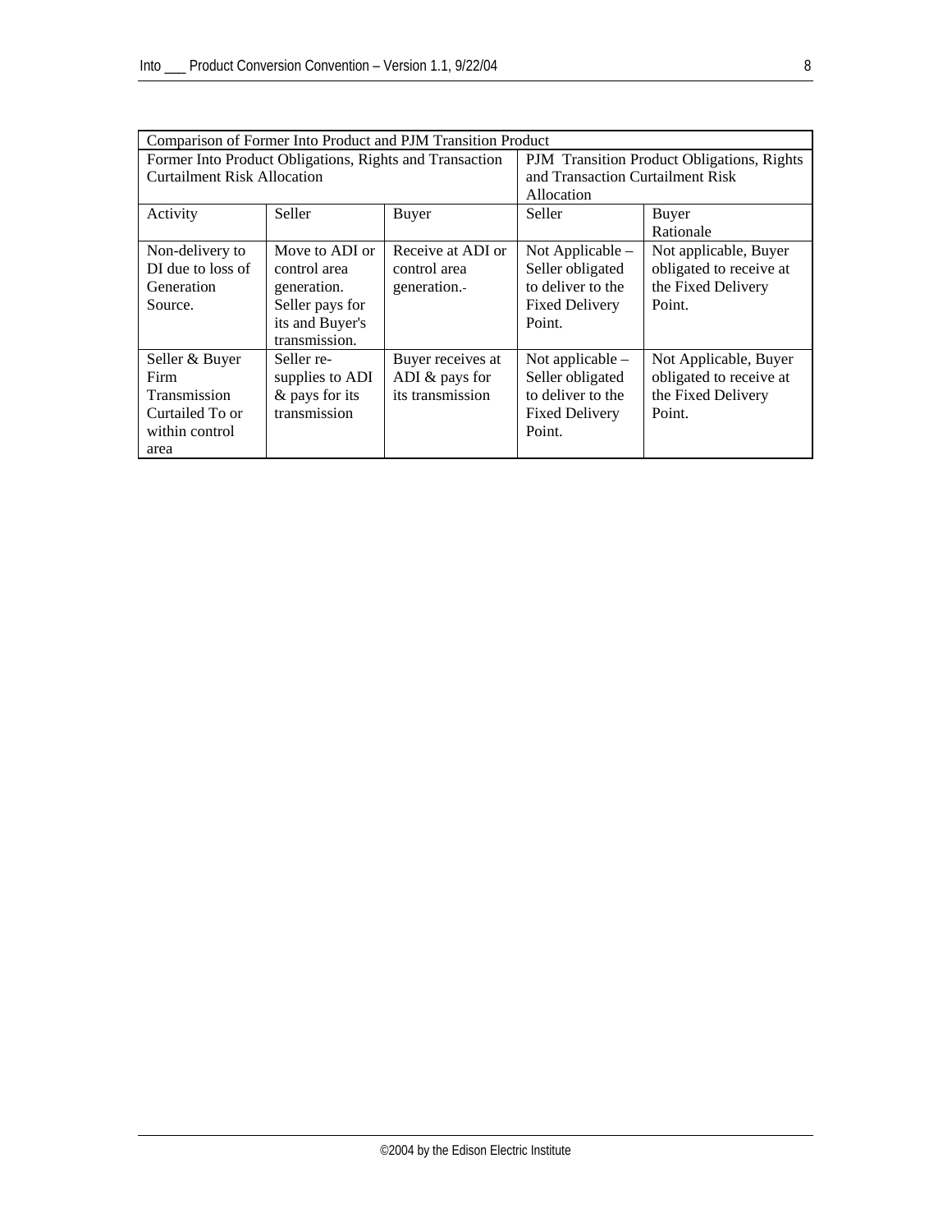| Comparison of Former Into Product and PJM Transition Product | | | | |
|---|---|---|---|---|
| Former Into Product Obligations, Rights and Transaction Curtailment Risk Allocation | | | PJM Transition Product Obligations, Rights and Transaction Curtailment Risk Allocation | |
| Activity | Seller | Buyer | Seller | Buyer Rationale |
| Non-delivery to DI due to loss of Generation Source. | Move to ADI or control area generation. Seller pays for its and Buyer's transmission. | Receive at ADI or control area generation.- | Not Applicable – Seller obligated to deliver to the Fixed Delivery Point. | Not applicable, Buyer obligated to receive at the Fixed Delivery Point. |
| Seller & Buyer Firm Transmission Curtailed To or within control area | Seller re-supplies to ADI & pays for its transmission | Buyer receives at ADI & pays for its transmission | Not applicable – Seller obligated to deliver to the Fixed Delivery Point. | Not Applicable, Buyer obligated to receive at the Fixed Delivery Point. |

©2004 by the Edison Electric Institute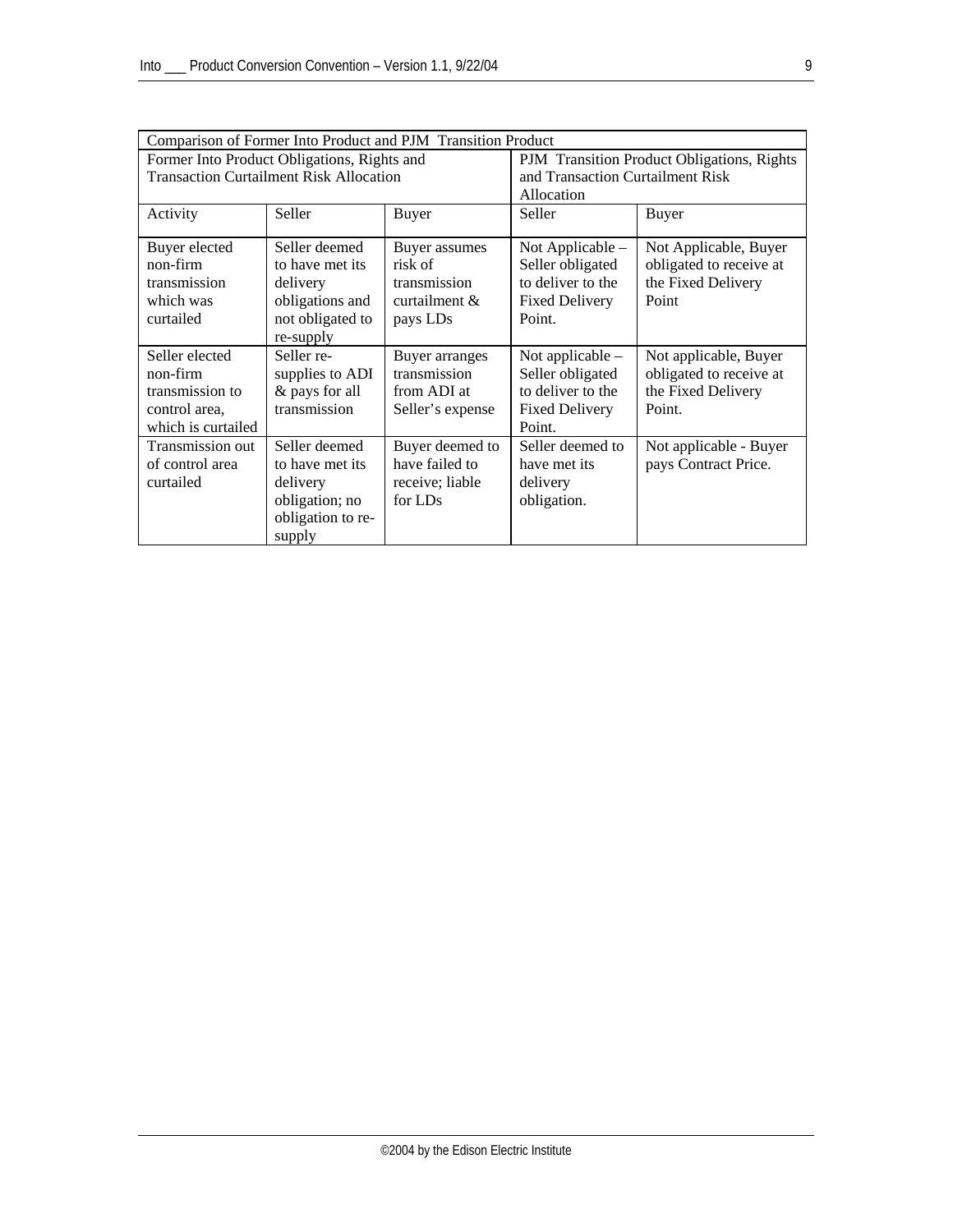| Comparison of Former Into Product and PJM Transition Product | | | | |
|---|---|---|---|---|
| Former Into Product Obligations, Rights and Transaction Curtailment Risk Allocation | | | PJM Transition Product Obligations, Rights and Transaction Curtailment Risk Allocation | |
| Activity | Seller | Buyer | Seller | Buyer |
| Buyer elected non-firm transmission which was curtailed | Seller deemed to have met its delivery obligations and not obligated to re-supply | Buyer assumes risk of transmission curtailment & pays LDs | Not Applicable – Seller obligated to deliver to the Fixed Delivery Point. | Not Applicable, Buyer obligated to receive at the Fixed Delivery Point |
| Seller elected non-firm transmission to control area, which is curtailed | Seller re-supplies to ADI & pays for all transmission | Buyer arranges transmission from ADI at Seller's expense | Not applicable – Seller obligated to deliver to the Fixed Delivery Point. | Not applicable, Buyer obligated to receive at the Fixed Delivery Point. |
| Transmission out of control area curtailed | Seller deemed to have met its delivery obligation; no obligation to re-supply | Buyer deemed to have failed to receive; liable for LDs | Seller deemed to have met its delivery obligation. | Not applicable - Buyer pays Contract Price. |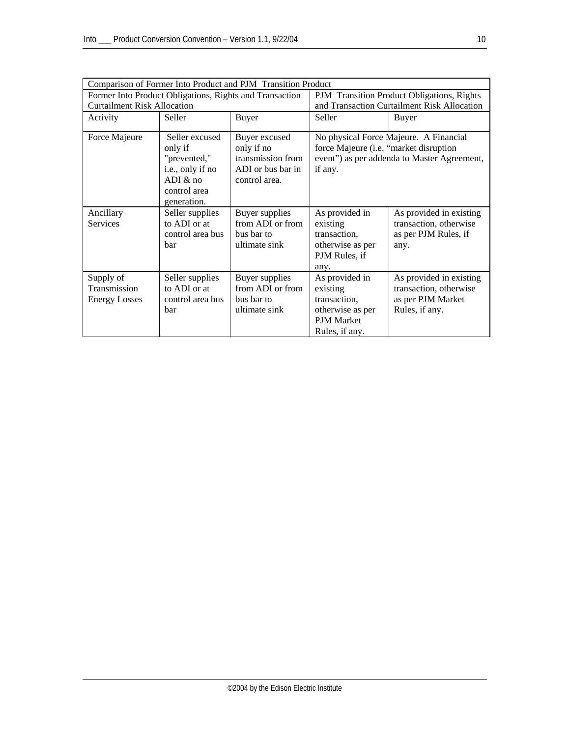| Comparison of Former Into Product and PJM Transition Product | | | | |
|---|---|---|---|---|
| Former Into Product Obligations, Rights and Transaction Curtailment Risk Allocation | | | PJM Transition Product Obligations, Rights and Transaction Curtailment Risk Allocation | |
| Activity | Seller | Buyer | Seller | Buyer |
| Force Majeure | Seller excused only if "prevented," i.e., only if no ADI & no control area generation. | Buyer excused only if no transmission from ADI or bus bar in control area. | No physical Force Majeure. A Financial force Majeure (i.e. "market disruption event") as per addenda to Master Agreement, if any. | |
| Ancillary Services | Seller supplies to ADI or at control area bus bar | Buyer supplies from ADI or from bus bar to ultimate sink | As provided in existing transaction, otherwise as per PJM Rules, if any. | As provided in existing transaction, otherwise as per PJM Rules, if any. |
| Supply of Transmission Energy Losses | Seller supplies to ADI or at control area bus bar | Buyer supplies from ADI or from bus bar to ultimate sink | As provided in existing transaction, otherwise as per PJM Market Rules, if any. | As provided in existing transaction, otherwise as per PJM Market Rules, if any. |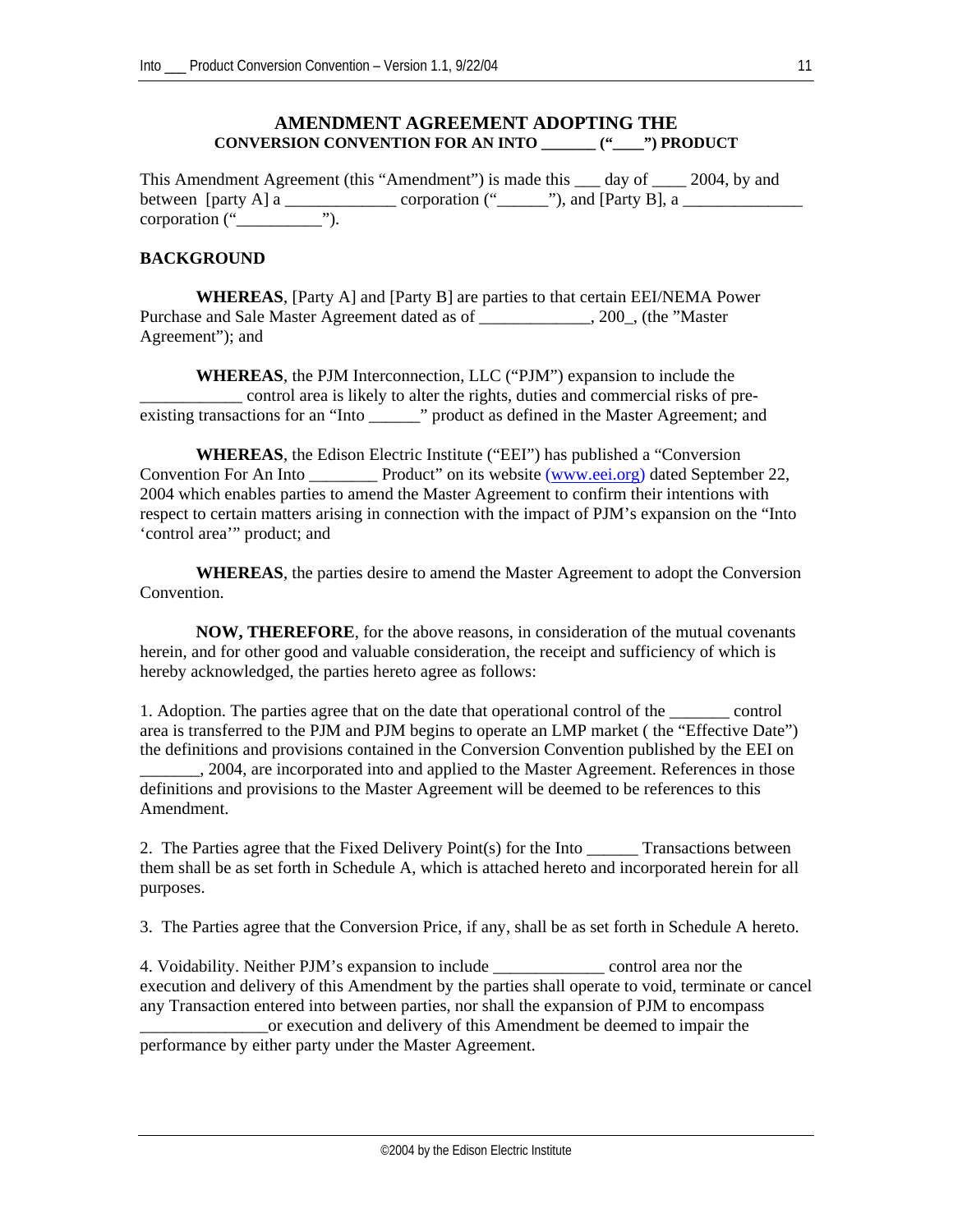# AMENDMENT AGREEMENT ADOPTING THE
## CONVERSION CONVENTION FOR AN INTO _______ ("____") PRODUCT

This Amendment Agreement (this "Amendment") is made this ___ day of ____ 2004, by and between [party A] a _____________ corporation ("______"), and [Party B], a ______________ corporation ("__________").

**BACKGROUND**

**WHEREAS**, [Party A] and [Party B] are parties to that certain EEI/NEMA Power Purchase and Sale Master Agreement dated as of _____________, 200_, (the "Master Agreement"); and

**WHEREAS**, the PJM Interconnection, LLC ("PJM") expansion to include the ____________ control area is likely to alter the rights, duties and commercial risks of pre-existing transactions for an "Into ______" product as defined in the Master Agreement; and

**WHEREAS**, the Edison Electric Institute ("EEI") has published a "Conversion Convention For An Into ________ Product" on its website (www.eei.org) dated September 22, 2004 which enables parties to amend the Master Agreement to confirm their intentions with respect to certain matters arising in connection with the impact of PJM's expansion on the "Into 'control area'" product; and

**WHEREAS**, the parties desire to amend the Master Agreement to adopt the Conversion Convention.

**NOW, THEREFORE**, for the above reasons, in consideration of the mutual covenants herein, and for other good and valuable consideration, the receipt and sufficiency of which is hereby acknowledged, the parties hereto agree as follows:

1. Adoption. The parties agree that on the date that operational control of the _______ control area is transferred to the PJM and PJM begins to operate an LMP market ( the "Effective Date") the definitions and provisions contained in the Conversion Convention published by the EEI on _______, 2004, are incorporated into and applied to the Master Agreement. References in those definitions and provisions to the Master Agreement will be deemed to be references to this Amendment.

2. The Parties agree that the Fixed Delivery Point(s) for the Into ______ Transactions between them shall be as set forth in Schedule A, which is attached hereto and incorporated herein for all purposes.

3. The Parties agree that the Conversion Price, if any, shall be as set forth in Schedule A hereto.

4. Voidability. Neither PJM's expansion to include _____________ control area nor the execution and delivery of this Amendment by the parties shall operate to void, terminate or cancel any Transaction entered into between parties, nor shall the expansion of PJM to encompass _______________or execution and delivery of this Amendment be deemed to impair the performance by either party under the Master Agreement.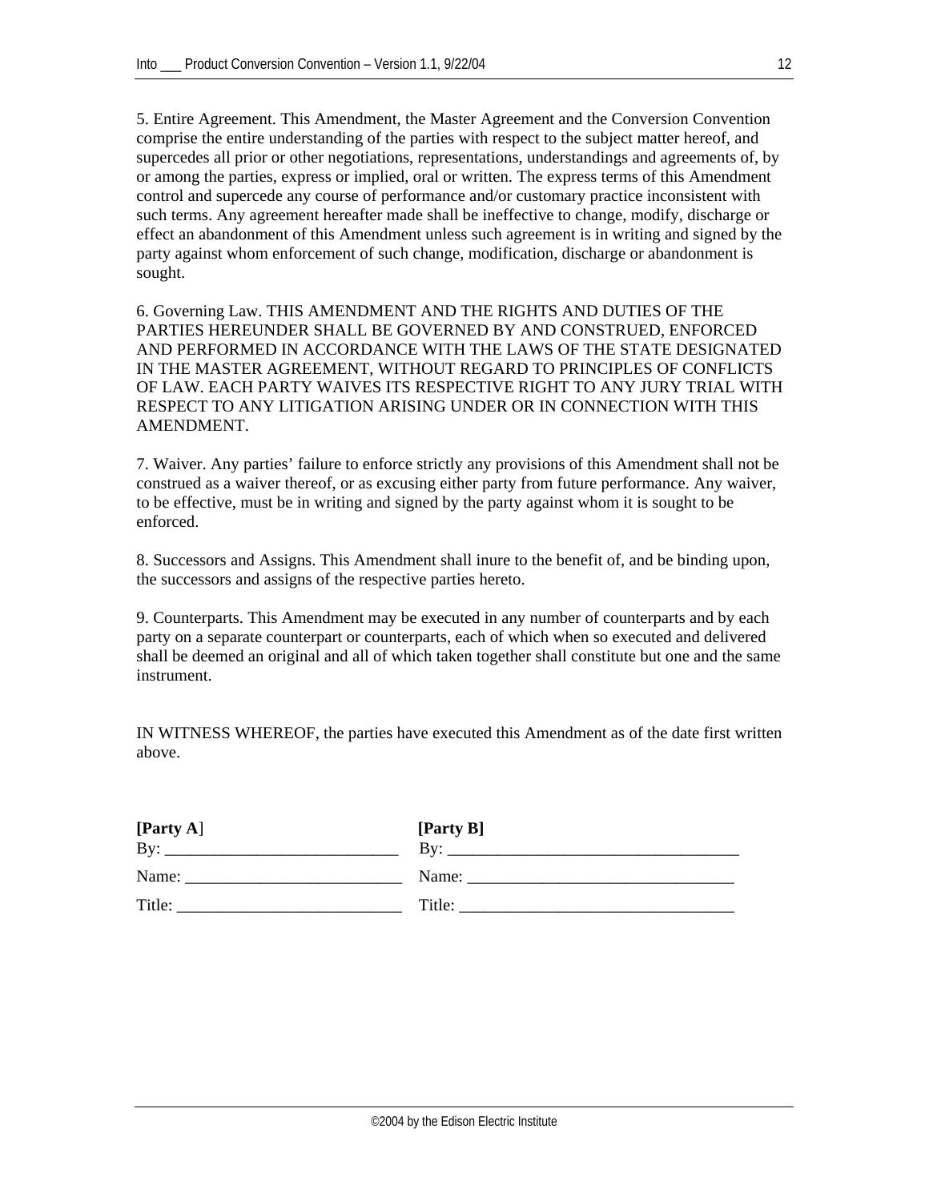5. Entire Agreement. This Amendment, the Master Agreement and the Conversion Convention comprise the entire understanding of the parties with respect to the subject matter hereof, and supercedes all prior or other negotiations, representations, understandings and agreements of, by or among the parties, express or implied, oral or written. The express terms of this Amendment control and supercede any course of performance and/or customary practice inconsistent with such terms. Any agreement hereafter made shall be ineffective to change, modify, discharge or effect an abandonment of this Amendment unless such agreement is in writing and signed by the party against whom enforcement of such change, modification, discharge or abandonment is sought.

6. Governing Law. THIS AMENDMENT AND THE RIGHTS AND DUTIES OF THE PARTIES HEREUNDER SHALL BE GOVERNED BY AND CONSTRUED, ENFORCED AND PERFORMED IN ACCORDANCE WITH THE LAWS OF THE STATE DESIGNATED IN THE MASTER AGREEMENT, WITHOUT REGARD TO PRINCIPLES OF CONFLICTS OF LAW. EACH PARTY WAIVES ITS RESPECTIVE RIGHT TO ANY JURY TRIAL WITH RESPECT TO ANY LITIGATION ARISING UNDER OR IN CONNECTION WITH THIS AMENDMENT.

7. Waiver. Any parties' failure to enforce strictly any provisions of this Amendment shall not be construed as a waiver thereof, or as excusing either party from future performance. Any waiver, to be effective, must be in writing and signed by the party against whom it is sought to be enforced.

8. Successors and Assigns. This Amendment shall inure to the benefit of, and be binding upon, the successors and assigns of the respective parties hereto.

9. Counterparts. This Amendment may be executed in any number of counterparts and by each party on a separate counterpart or counterparts, each of which when so executed and delivered shall be deemed an original and all of which taken together shall constitute but one and the same instrument.

IN WITNESS WHEREOF, the parties have executed this Amendment as of the date first written above.

| **[Party A]** | **[Party B]** |
|---|---|
| By: ____________________________ | By: ___________________________________ |
| Name: __________________________ | Name: ________________________________ |
| Title: ___________________________ | Title: _________________________________ |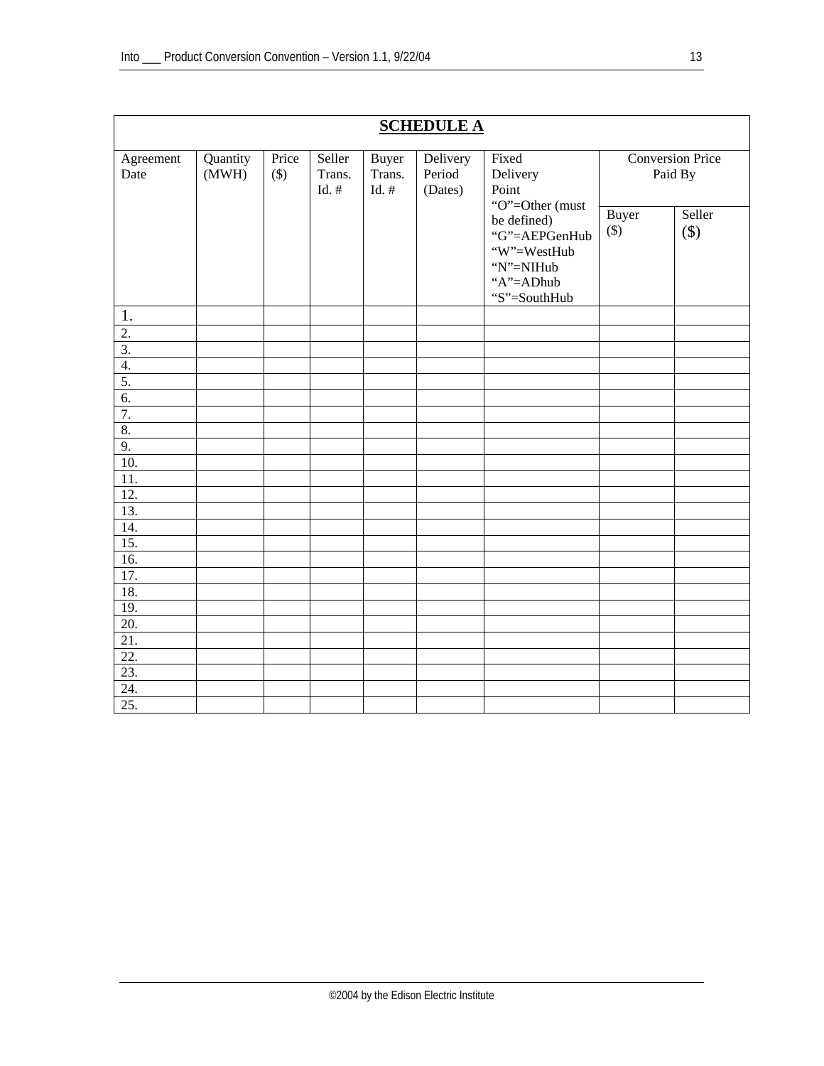| **SCHEDULE A** | | | | | | | | |
|---|---|---|---|---|---|---|---|---|
| Agreement Date | Quantity (MWH) | Price ($) | Seller Trans. Id. # | Buyer Trans. Id. # | Delivery Period (Dates) | Fixed Delivery Point "O"=Other (must be defined) "G"=AEPGenHub "W"=WestHub "N"=NIHub "A"=ADhub "S"=SouthHub | Conversion Price Paid By | |
| | | | | | | | Buyer ($) | Seller ($) |
| 1. | | | | | | | | |
| 2. | | | | | | | | |
| 3. | | | | | | | | |
| 4. | | | | | | | | |
| 5. | | | | | | | | |
| 6. | | | | | | | | |
| 7. | | | | | | | | |
| 8. | | | | | | | | |
| 9. | | | | | | | | |
| 10. | | | | | | | | |
| 11. | | | | | | | | |
| 12. | | | | | | | | |
| 13. | | | | | | | | |
| 14. | | | | | | | | |
| 15. | | | | | | | | |
| 16. | | | | | | | | |
| 17. | | | | | | | | |
| 18. | | | | | | | | |
| 19. | | | | | | | | |
| 20. | | | | | | | | |
| 21. | | | | | | | | |
| 22. | | | | | | | | |
| 23. | | | | | | | | |
| 24. | | | | | | | | |
| 25. | | | | | | | | |